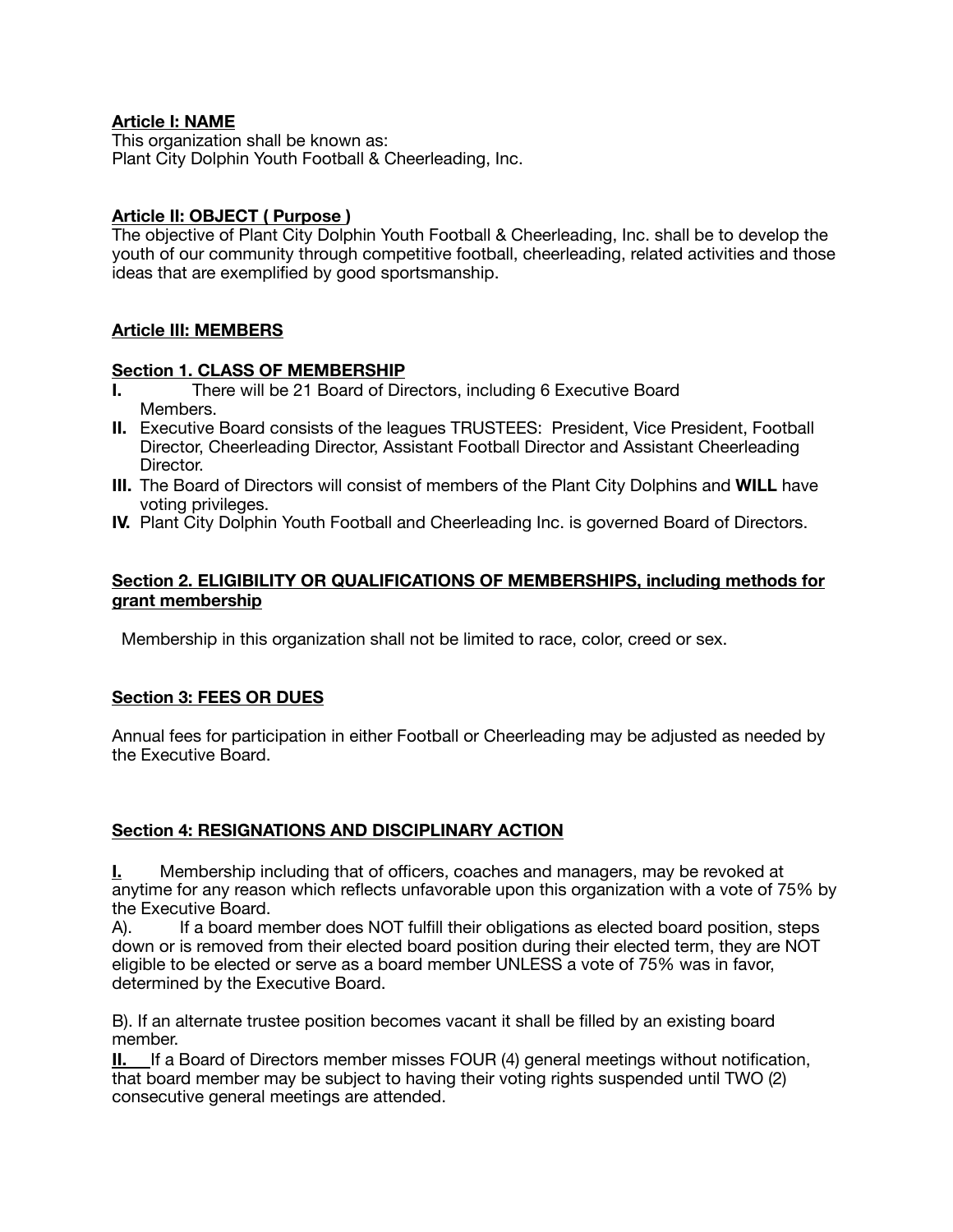**Article I: NAME**
This organization shall be known as:
Plant City Dolphin Youth Football & Cheerleading, Inc.

**Article II: OBJECT ( Purpose )**
The objective of Plant City Dolphin Youth Football & Cheerleading, Inc. shall be to develop the youth of our community through competitive football, cheerleading, related activities and those ideas that are exemplified by good sportsmanship.

**Article III: MEMBERS**

**Section 1. CLASS OF MEMBERSHIP**

**I.** There will be 21 Board of Directors, including 6 Executive Board Members.
**II.** Executive Board consists of the leagues TRUSTEES: President, Vice President, Football Director, Cheerleading Director, Assistant Football Director and Assistant Cheerleading Director.
**III.** The Board of Directors will consist of members of the Plant City Dolphins and **WILL** have voting privileges.
**IV.** Plant City Dolphin Youth Football and Cheerleading Inc. is governed Board of Directors.

**Section 2. ELIGIBILITY OR QUALIFICATIONS OF MEMBERSHIPS, including methods for grant membership**

Membership in this organization shall not be limited to race, color, creed or sex.

**Section 3: FEES OR DUES**

Annual fees for participation in either Football or Cheerleading may be adjusted as needed by the Executive Board.

**Section 4: RESIGNATIONS AND DISCIPLINARY ACTION**

**I.** Membership including that of officers, coaches and managers, may be revoked at anytime for any reason which reflects unfavorable upon this organization with a vote of 75% by the Executive Board.
A). If a board member does NOT fulfill their obligations as elected board position, steps down or is removed from their elected board position during their elected term, they are NOT eligible to be elected or serve as a board member UNLESS a vote of 75% was in favor, determined by the Executive Board.

B). If an alternate trustee position becomes vacant it shall be filled by an existing board member.
**II.** If a Board of Directors member misses FOUR (4) general meetings without notification, that board member may be subject to having their voting rights suspended until TWO (2) consecutive general meetings are attended.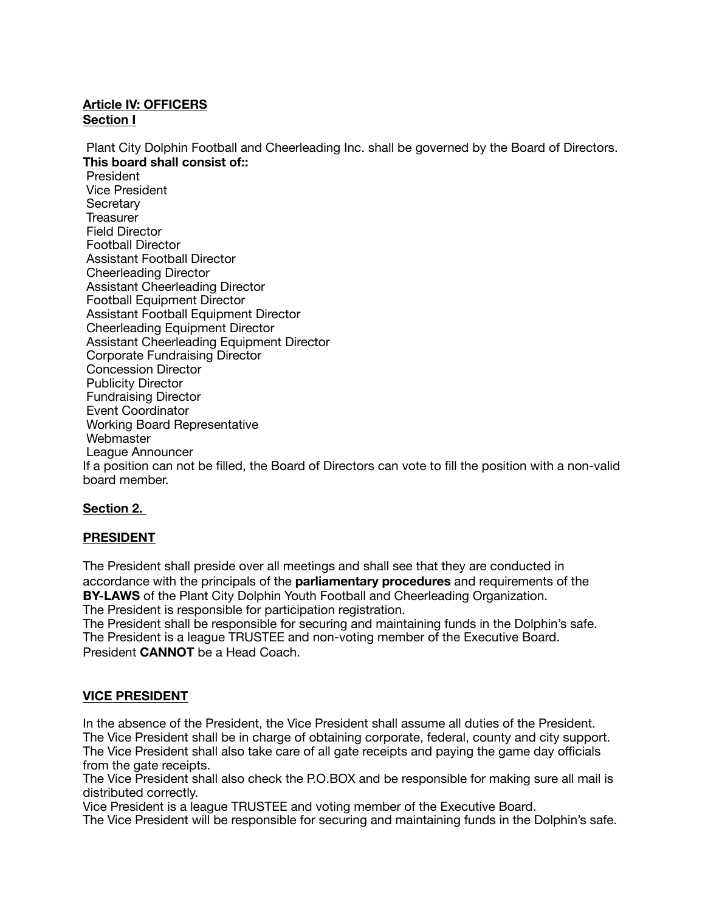**Article IV: OFFICERS**
**Section I**

Plant City Dolphin Football and Cheerleading Inc. shall be governed by the Board of Directors.
**This board shall consist of::**

- President
- Vice President
- Secretary
- Treasurer
- Field Director
- Football Director
- Assistant Football Director
- Cheerleading Director
- Assistant Cheerleading Director
- Football Equipment Director
- Assistant Football Equipment Director
- Cheerleading Equipment Director
- Assistant Cheerleading Equipment Director
- Corporate Fundraising Director
- Concession Director
- Publicity Director
- Fundraising Director
- Event Coordinator
- Working Board Representative
- Webmaster
- League Announcer

If a position can not be filled, the Board of Directors can vote to fill the position with a non-valid board member.

**Section 2.**

**PRESIDENT**

The President shall preside over all meetings and shall see that they are conducted in accordance with the principals of the **parliamentary procedures** and requirements of the **BY-LAWS** of the Plant City Dolphin Youth Football and Cheerleading Organization.
The President is responsible for participation registration.
The President shall be responsible for securing and maintaining funds in the Dolphin's safe.
The President is a league TRUSTEE and non-voting member of the Executive Board.
President **CANNOT** be a Head Coach.

**VICE PRESIDENT**

In the absence of the President, the Vice President shall assume all duties of the President.
The Vice President shall be in charge of obtaining corporate, federal, county and city support.
The Vice President shall also take care of all gate receipts and paying the game day officials from the gate receipts.
The Vice President shall also check the P.O.BOX and be responsible for making sure all mail is distributed correctly.
Vice President is a league TRUSTEE and voting member of the Executive Board.
The Vice President will be responsible for securing and maintaining funds in the Dolphin's safe.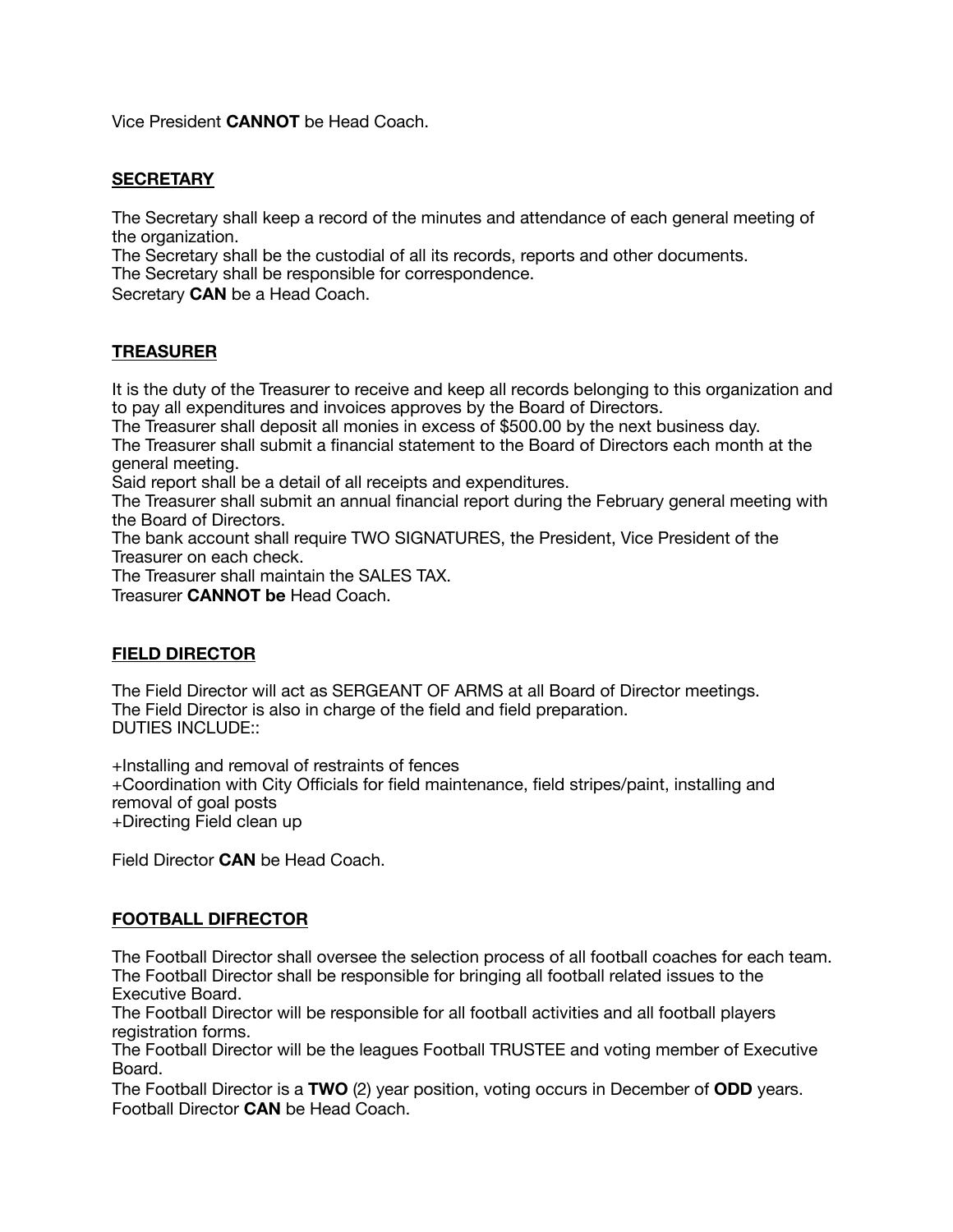Vice President **CANNOT** be Head Coach.

## SECRETARY

The Secretary shall keep a record of the minutes and attendance of each general meeting of the organization.
The Secretary shall be the custodial of all its records, reports and other documents.
The Secretary shall be responsible for correspondence.
Secretary **CAN** be a Head Coach.

## TREASURER

It is the duty of the Treasurer to receive and keep all records belonging to this organization and to pay all expenditures and invoices approves by the Board of Directors.
The Treasurer shall deposit all monies in excess of $500.00 by the next business day.
The Treasurer shall submit a financial statement to the Board of Directors each month at the general meeting.
Said report shall be a detail of all receipts and expenditures.
The Treasurer shall submit an annual financial report during the February general meeting with the Board of Directors.
The bank account shall require TWO SIGNATURES, the President, Vice President of the Treasurer on each check.
The Treasurer shall maintain the SALES TAX.
Treasurer **CANNOT be** Head Coach.

## FIELD DIRECTOR

The Field Director will act as SERGEANT OF ARMS at all Board of Director meetings.
The Field Director is also in charge of the field and field preparation.
DUTIES INCLUDE::

+Installing and removal of restraints of fences
+Coordination with City Officials for field maintenance, field stripes/paint, installing and removal of goal posts
+Directing Field clean up

Field Director **CAN** be Head Coach.

## FOOTBALL DIFRECTOR

The Football Director shall oversee the selection process of all football coaches for each team.
The Football Director shall be responsible for bringing all football related issues to the Executive Board.
The Football Director will be responsible for all football activities and all football players registration forms.
The Football Director will be the leagues Football TRUSTEE and voting member of Executive Board.
The Football Director is a **TWO** (2) year position, voting occurs in December of **ODD** years.
Football Director **CAN** be Head Coach.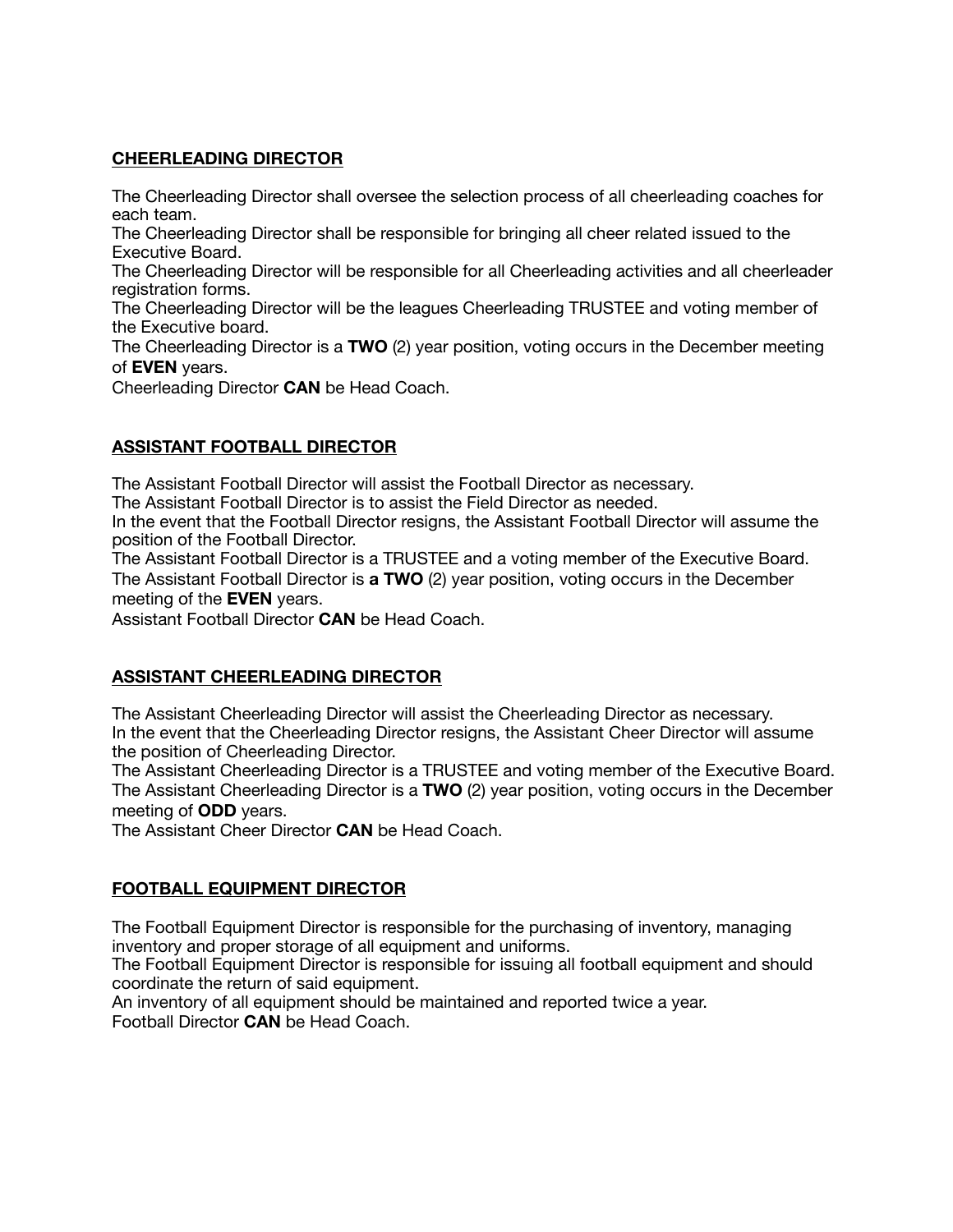## CHEERLEADING DIRECTOR

The Cheerleading Director shall oversee the selection process of all cheerleading coaches for each team.
The Cheerleading Director shall be responsible for bringing all cheer related issued to the Executive Board.
The Cheerleading Director will be responsible for all Cheerleading activities and all cheerleader registration forms.
The Cheerleading Director will be the leagues Cheerleading TRUSTEE and voting member of the Executive board.
The Cheerleading Director is a **TWO** (2) year position, voting occurs in the December meeting of **EVEN** years.
Cheerleading Director **CAN** be Head Coach.

## ASSISTANT FOOTBALL DIRECTOR

The Assistant Football Director will assist the Football Director as necessary.
The Assistant Football Director is to assist the Field Director as needed.
In the event that the Football Director resigns, the Assistant Football Director will assume the position of the Football Director.
The Assistant Football Director is a TRUSTEE and a voting member of the Executive Board.
The Assistant Football Director is **a TWO** (2) year position, voting occurs in the December meeting of the **EVEN** years.
Assistant Football Director **CAN** be Head Coach.

## ASSISTANT CHEERLEADING DIRECTOR

The Assistant Cheerleading Director will assist the Cheerleading Director as necessary.
In the event that the Cheerleading Director resigns, the Assistant Cheer Director will assume the position of Cheerleading Director.
The Assistant Cheerleading Director is a TRUSTEE and voting member of the Executive Board.
The Assistant Cheerleading Director is a **TWO** (2) year position, voting occurs in the December meeting of **ODD** years.
The Assistant Cheer Director **CAN** be Head Coach.

## FOOTBALL EQUIPMENT DIRECTOR

The Football Equipment Director is responsible for the purchasing of inventory, managing inventory and proper storage of all equipment and uniforms.
The Football Equipment Director is responsible for issuing all football equipment and should coordinate the return of said equipment.
An inventory of all equipment should be maintained and reported twice a year.
Football Director **CAN** be Head Coach.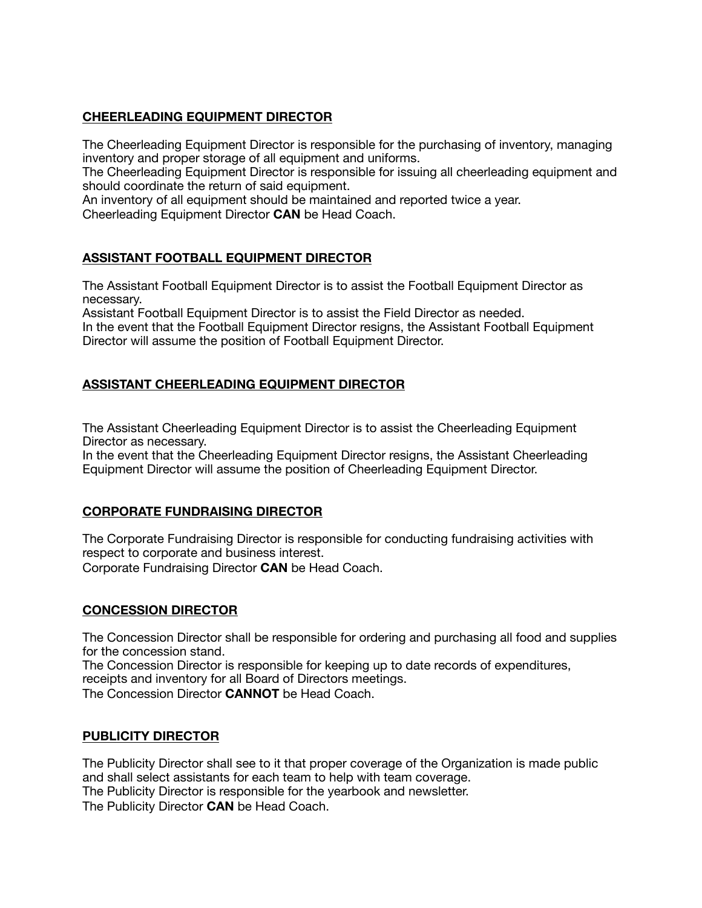## CHEERLEADING EQUIPMENT DIRECTOR

The Cheerleading Equipment Director is responsible for the purchasing of inventory, managing inventory and proper storage of all equipment and uniforms.
The Cheerleading Equipment Director is responsible for issuing all cheerleading equipment and should coordinate the return of said equipment.
An inventory of all equipment should be maintained and reported twice a year.
Cheerleading Equipment Director **CAN** be Head Coach.

## ASSISTANT FOOTBALL EQUIPMENT DIRECTOR

The Assistant Football Equipment Director is to assist the Football Equipment Director as necessary.
Assistant Football Equipment Director is to assist the Field Director as needed.
In the event that the Football Equipment Director resigns, the Assistant Football Equipment Director will assume the position of Football Equipment Director.

## ASSISTANT CHEERLEADING EQUIPMENT DIRECTOR

The Assistant Cheerleading Equipment Director is to assist the Cheerleading Equipment Director as necessary.
In the event that the Cheerleading Equipment Director resigns, the Assistant Cheerleading Equipment Director will assume the position of Cheerleading Equipment Director.

## CORPORATE FUNDRAISING DIRECTOR

The Corporate Fundraising Director is responsible for conducting fundraising activities with respect to corporate and business interest.
Corporate Fundraising Director **CAN** be Head Coach.

## CONCESSION DIRECTOR

The Concession Director shall be responsible for ordering and purchasing all food and supplies for the concession stand.
The Concession Director is responsible for keeping up to date records of expenditures, receipts and inventory for all Board of Directors meetings.
The Concession Director **CANNOT** be Head Coach.

## PUBLICITY DIRECTOR

The Publicity Director shall see to it that proper coverage of the Organization is made public and shall select assistants for each team to help with team coverage.
The Publicity Director is responsible for the yearbook and newsletter.
The Publicity Director **CAN** be Head Coach.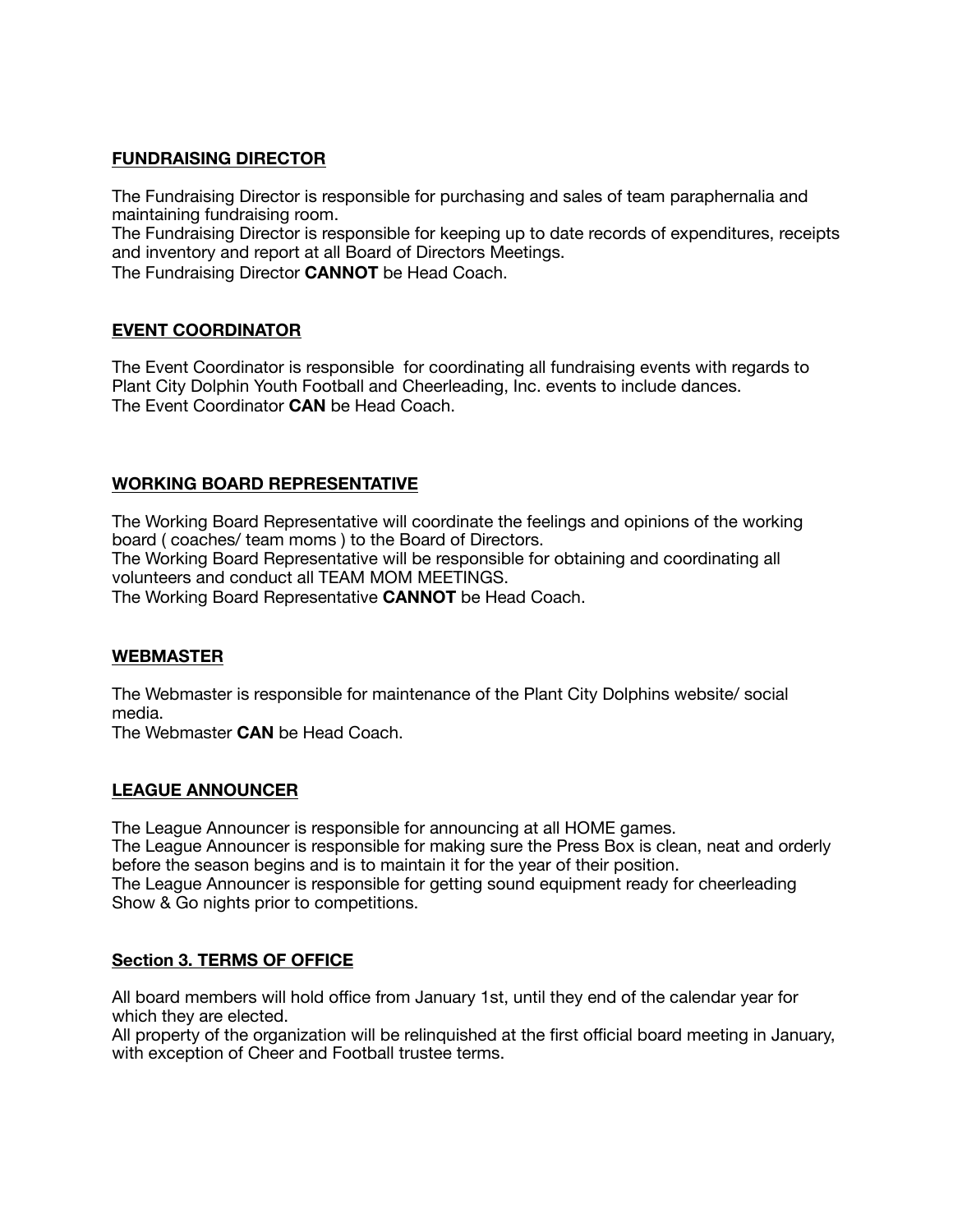### FUNDRAISING DIRECTOR

The Fundraising Director is responsible for purchasing and sales of team paraphernalia and maintaining fundraising room.
The Fundraising Director is responsible for keeping up to date records of expenditures, receipts and inventory and report at all Board of Directors Meetings.
The Fundraising Director **CANNOT** be Head Coach.

### EVENT COORDINATOR

The Event Coordinator is responsible for coordinating all fundraising events with regards to Plant City Dolphin Youth Football and Cheerleading, Inc. events to include dances.
The Event Coordinator **CAN** be Head Coach.

### WORKING BOARD REPRESENTATIVE

The Working Board Representative will coordinate the feelings and opinions of the working board ( coaches/ team moms ) to the Board of Directors.
The Working Board Representative will be responsible for obtaining and coordinating all volunteers and conduct all TEAM MOM MEETINGS.
The Working Board Representative **CANNOT** be Head Coach.

### WEBMASTER

The Webmaster is responsible for maintenance of the Plant City Dolphins website/ social media.
The Webmaster **CAN** be Head Coach.

### LEAGUE ANNOUNCER

The League Announcer is responsible for announcing at all HOME games.
The League Announcer is responsible for making sure the Press Box is clean, neat and orderly before the season begins and is to maintain it for the year of their position.
The League Announcer is responsible for getting sound equipment ready for cheerleading Show & Go nights prior to competitions.

### Section 3. TERMS OF OFFICE

All board members will hold office from January 1st, until they end of the calendar year for which they are elected.
All property of the organization will be relinquished at the first official board meeting in January, with exception of Cheer and Football trustee terms.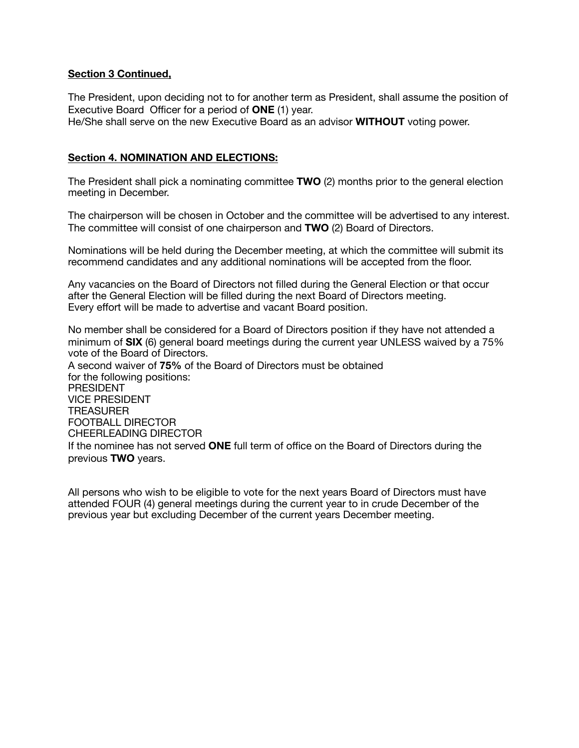**Section 3 Continued,**

The President, upon deciding not to for another term as President, shall assume the position of Executive Board Officer for a period of **ONE** (1) year.
He/She shall serve on the new Executive Board as an advisor **WITHOUT** voting power.

**Section 4. NOMINATION AND ELECTIONS:**

The President shall pick a nominating committee **TWO** (2) months prior to the general election meeting in December.

The chairperson will be chosen in October and the committee will be advertised to any interest. The committee will consist of one chairperson and **TWO** (2) Board of Directors.

Nominations will be held during the December meeting, at which the committee will submit its recommend candidates and any additional nominations will be accepted from the floor.

Any vacancies on the Board of Directors not filled during the General Election or that occur after the General Election will be filled during the next Board of Directors meeting.
Every effort will be made to advertise and vacant Board position.

No member shall be considered for a Board of Directors position if they have not attended a minimum of **SIX** (6) general board meetings during the current year UNLESS waived by a 75% vote of the Board of Directors.
A second waiver of **75%** of the Board of Directors must be obtained
for the following positions:
PRESIDENT
VICE PRESIDENT
TREASURER
FOOTBALL DIRECTOR
CHEERLEADING DIRECTOR
If the nominee has not served **ONE** full term of office on the Board of Directors during the previous **TWO** years.

All persons who wish to be eligible to vote for the next years Board of Directors must have attended FOUR (4) general meetings during the current year to in crude December of the previous year but excluding December of the current years December meeting.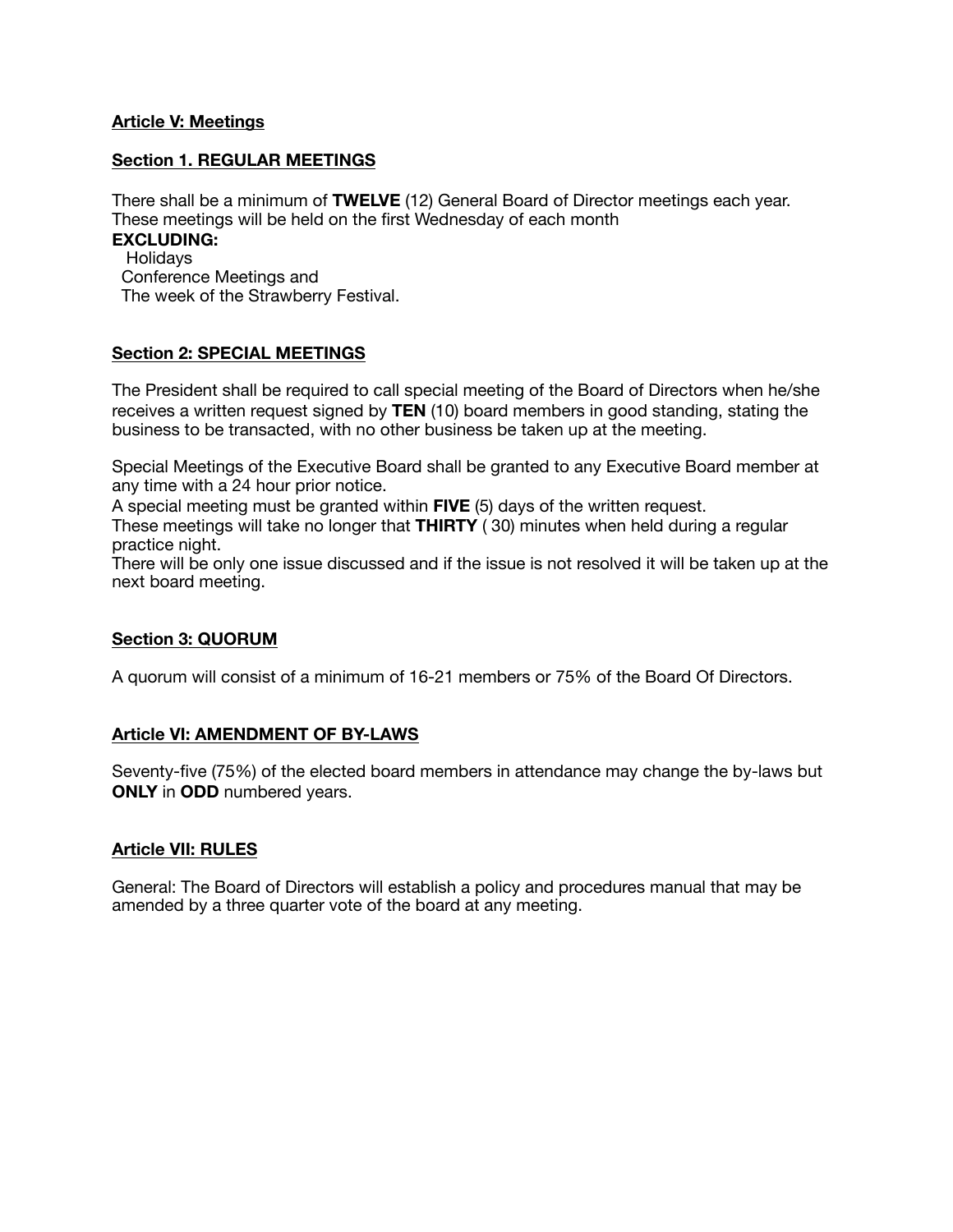## Article V: Meetings

### Section 1. REGULAR MEETINGS

There shall be a minimum of **TWELVE** (12) General Board of Director meetings each year. These meetings will be held on the first Wednesday of each month

**EXCLUDING:**

- Holidays
- Conference Meetings and
- The week of the Strawberry Festival.

### Section 2: SPECIAL MEETINGS

The President shall be required to call special meeting of the Board of Directors when he/she receives a written request signed by **TEN** (10) board members in good standing, stating the business to be transacted, with no other business be taken up at the meeting.

Special Meetings of the Executive Board shall be granted to any Executive Board member at any time with a 24 hour prior notice.
A special meeting must be granted within **FIVE** (5) days of the written request.
These meetings will take no longer that **THIRTY** ( 30) minutes when held during a regular practice night.
There will be only one issue discussed and if the issue is not resolved it will be taken up at the next board meeting.

### Section 3: QUORUM

A quorum will consist of a minimum of 16-21 members or 75% of the Board Of Directors.

## Article VI: AMENDMENT OF BY-LAWS

Seventy-five (75%) of the elected board members in attendance may change the by-laws but **ONLY** in **ODD** numbered years.

## Article VII: RULES

General: The Board of Directors will establish a policy and procedures manual that may be amended by a three quarter vote of the board at any meeting.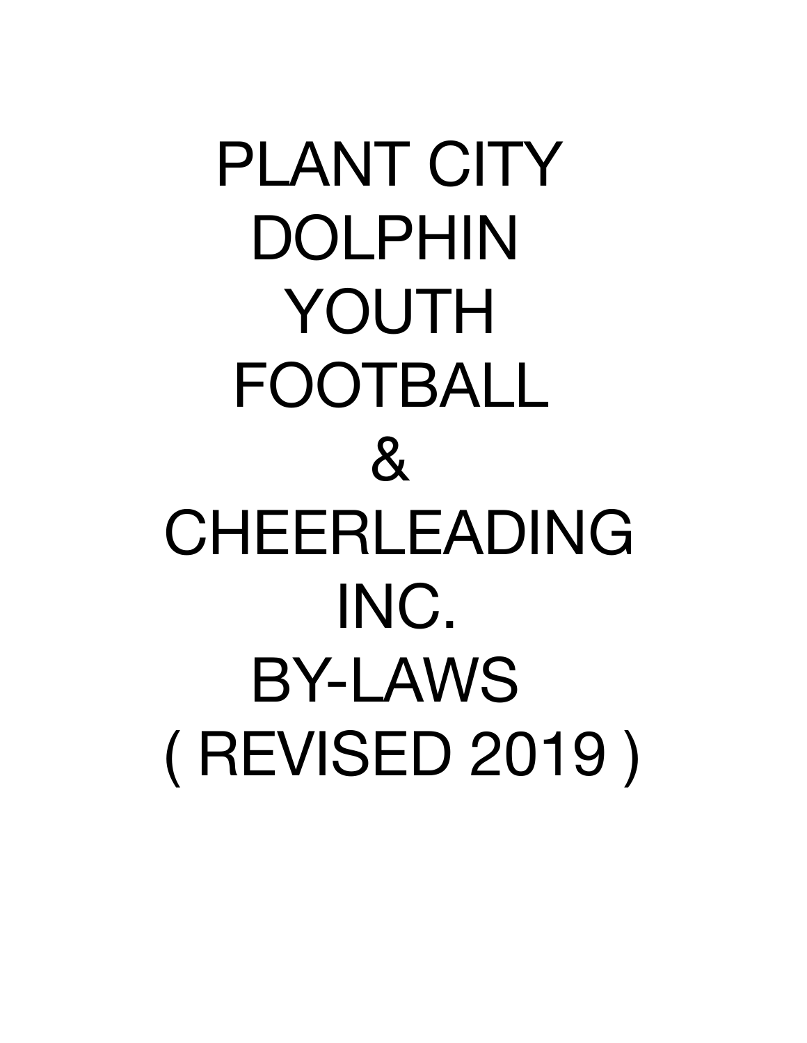# PLANT CITY DOLPHIN YOUTH FOOTBALL & CHEERLEADING INC. BY-LAWS ( REVISED 2019 )